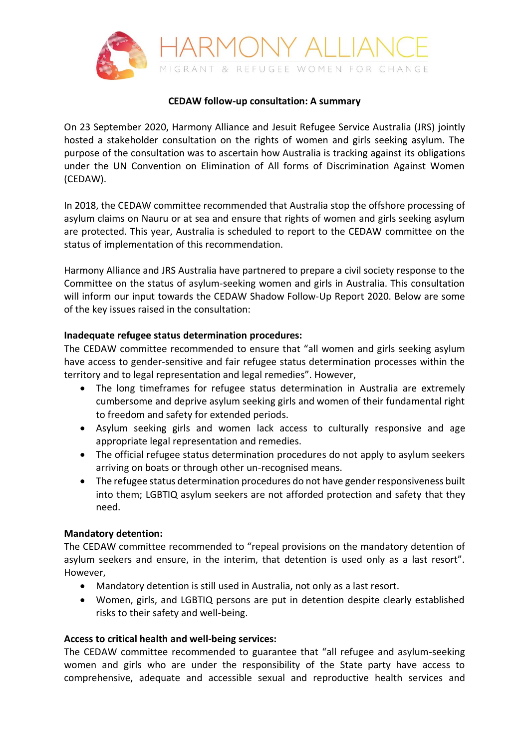HARMONY ALLIANCE

MIGRANT & REFUGEE WOMEN FOR CHANGE

**CEDAW follow-up consultation: A summary**

On 23 September 2020, Harmony Alliance and Jesuit Refugee Service Australia (JRS) jointly hosted a stakeholder consultation on the rights of women and girls seeking asylum. The purpose of the consultation was to ascertain how Australia is tracking against its obligations under the UN Convention on Elimination of All forms of Discrimination Against Women (CEDAW).

In 2018, the CEDAW committee recommended that Australia stop the offshore processing of asylum claims on Nauru or at sea and ensure that rights of women and girls seeking asylum are protected. This year, Australia is scheduled to report to the CEDAW committee on the status of implementation of this recommendation.

Harmony Alliance and JRS Australia have partnered to prepare a civil society response to the Committee on the status of asylum-seeking women and girls in Australia. This consultation will inform our input towards the CEDAW Shadow Follow-Up Report 2020. Below are some of the key issues raised in the consultation:

**Inadequate refugee status determination procedures:**
The CEDAW committee recommended to ensure that "all women and girls seeking asylum have access to gender-sensitive and fair refugee status determination processes within the territory and to legal representation and legal remedies". However,

- The long timeframes for refugee status determination in Australia are extremely cumbersome and deprive asylum seeking girls and women of their fundamental right to freedom and safety for extended periods.
- Asylum seeking girls and women lack access to culturally responsive and age appropriate legal representation and remedies.
- The official refugee status determination procedures do not apply to asylum seekers arriving on boats or through other un-recognised means.
- The refugee status determination procedures do not have gender responsiveness built into them; LGBTIQ asylum seekers are not afforded protection and safety that they need.

**Mandatory detention:**
The CEDAW committee recommended to "repeal provisions on the mandatory detention of asylum seekers and ensure, in the interim, that detention is used only as a last resort". However,

- Mandatory detention is still used in Australia, not only as a last resort.
- Women, girls, and LGBTIQ persons are put in detention despite clearly established risks to their safety and well-being.

**Access to critical health and well-being services:**
The CEDAW committee recommended to guarantee that "all refugee and asylum-seeking women and girls who are under the responsibility of the State party have access to comprehensive, adequate and accessible sexual and reproductive health services and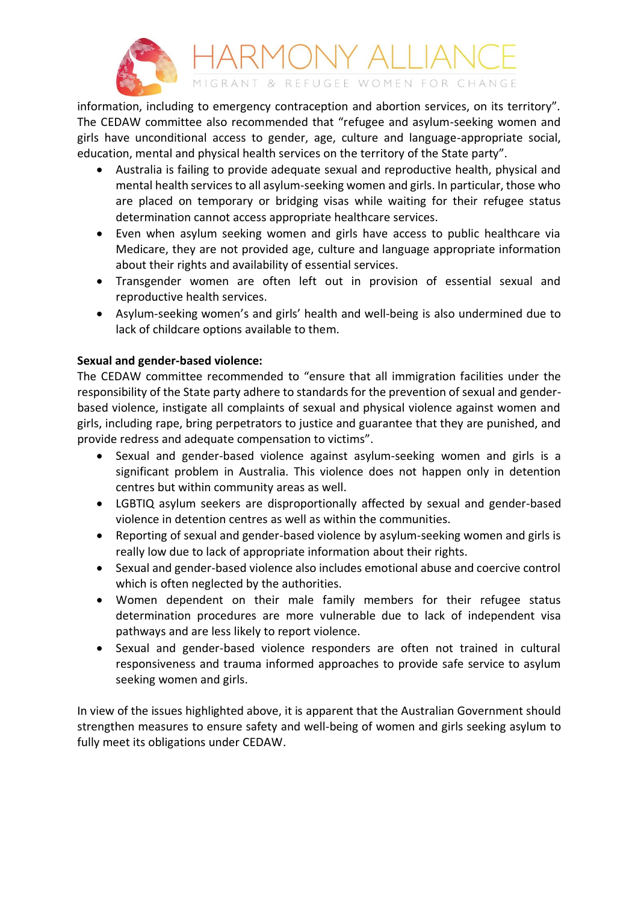information, including to emergency contraception and abortion services, on its territory". The CEDAW committee also recommended that "refugee and asylum-seeking women and girls have unconditional access to gender, age, culture and language-appropriate social, education, mental and physical health services on the territory of the State party".

- Australia is failing to provide adequate sexual and reproductive health, physical and mental health services to all asylum-seeking women and girls. In particular, those who are placed on temporary or bridging visas while waiting for their refugee status determination cannot access appropriate healthcare services.
- Even when asylum seeking women and girls have access to public healthcare via Medicare, they are not provided age, culture and language appropriate information about their rights and availability of essential services.
- Transgender women are often left out in provision of essential sexual and reproductive health services.
- Asylum-seeking women's and girls' health and well-being is also undermined due to lack of childcare options available to them.

**Sexual and gender-based violence:**

The CEDAW committee recommended to "ensure that all immigration facilities under the responsibility of the State party adhere to standards for the prevention of sexual and gender-based violence, instigate all complaints of sexual and physical violence against women and girls, including rape, bring perpetrators to justice and guarantee that they are punished, and provide redress and adequate compensation to victims".

- Sexual and gender-based violence against asylum-seeking women and girls is a significant problem in Australia. This violence does not happen only in detention centres but within community areas as well.
- LGBTIQ asylum seekers are disproportionally affected by sexual and gender-based violence in detention centres as well as within the communities.
- Reporting of sexual and gender-based violence by asylum-seeking women and girls is really low due to lack of appropriate information about their rights.
- Sexual and gender-based violence also includes emotional abuse and coercive control which is often neglected by the authorities.
- Women dependent on their male family members for their refugee status determination procedures are more vulnerable due to lack of independent visa pathways and are less likely to report violence.
- Sexual and gender-based violence responders are often not trained in cultural responsiveness and trauma informed approaches to provide safe service to asylum seeking women and girls.

In view of the issues highlighted above, it is apparent that the Australian Government should strengthen measures to ensure safety and well-being of women and girls seeking asylum to fully meet its obligations under CEDAW.